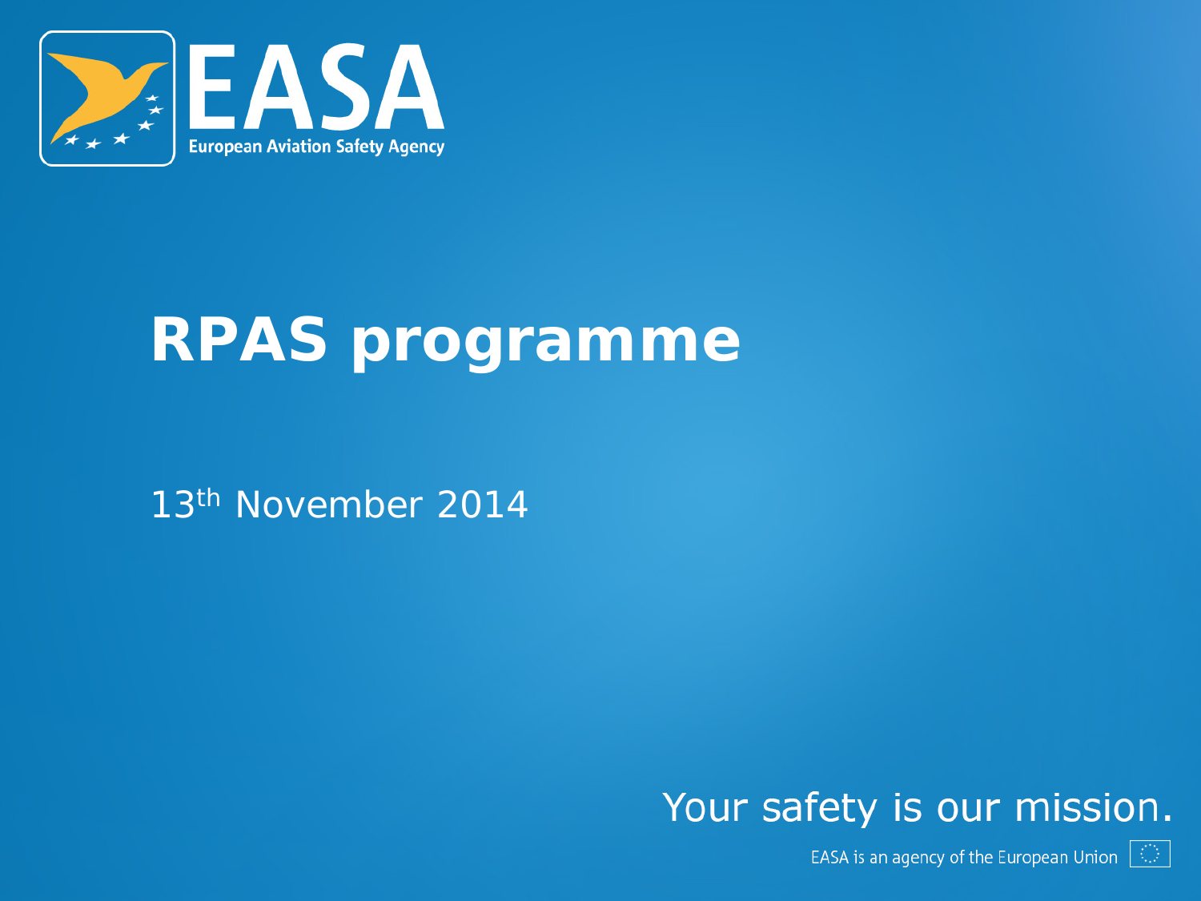EASA

European Aviation Safety Agency

# RPAS programme

13th November 2014

Your safety is our mission.

EASA is an agency of the European Union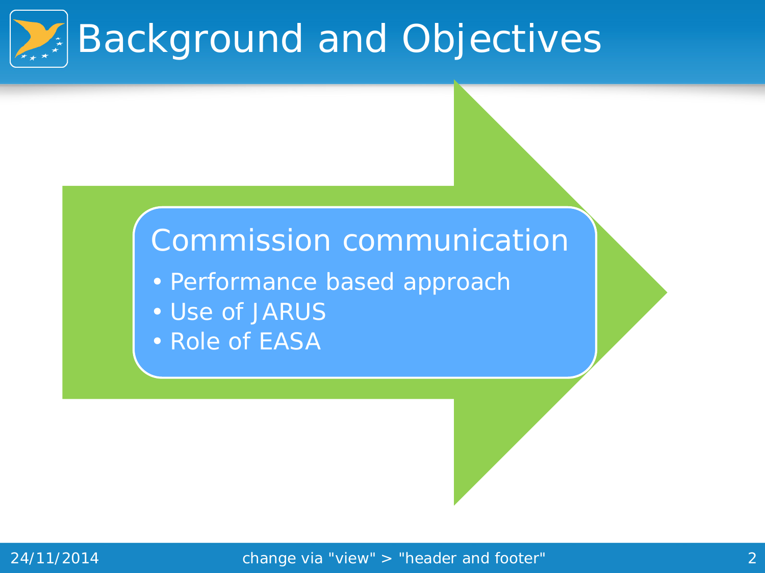# Background and Objectives

## Commission communication

- Performance based approach
- Use of JARUS
- Role of EASA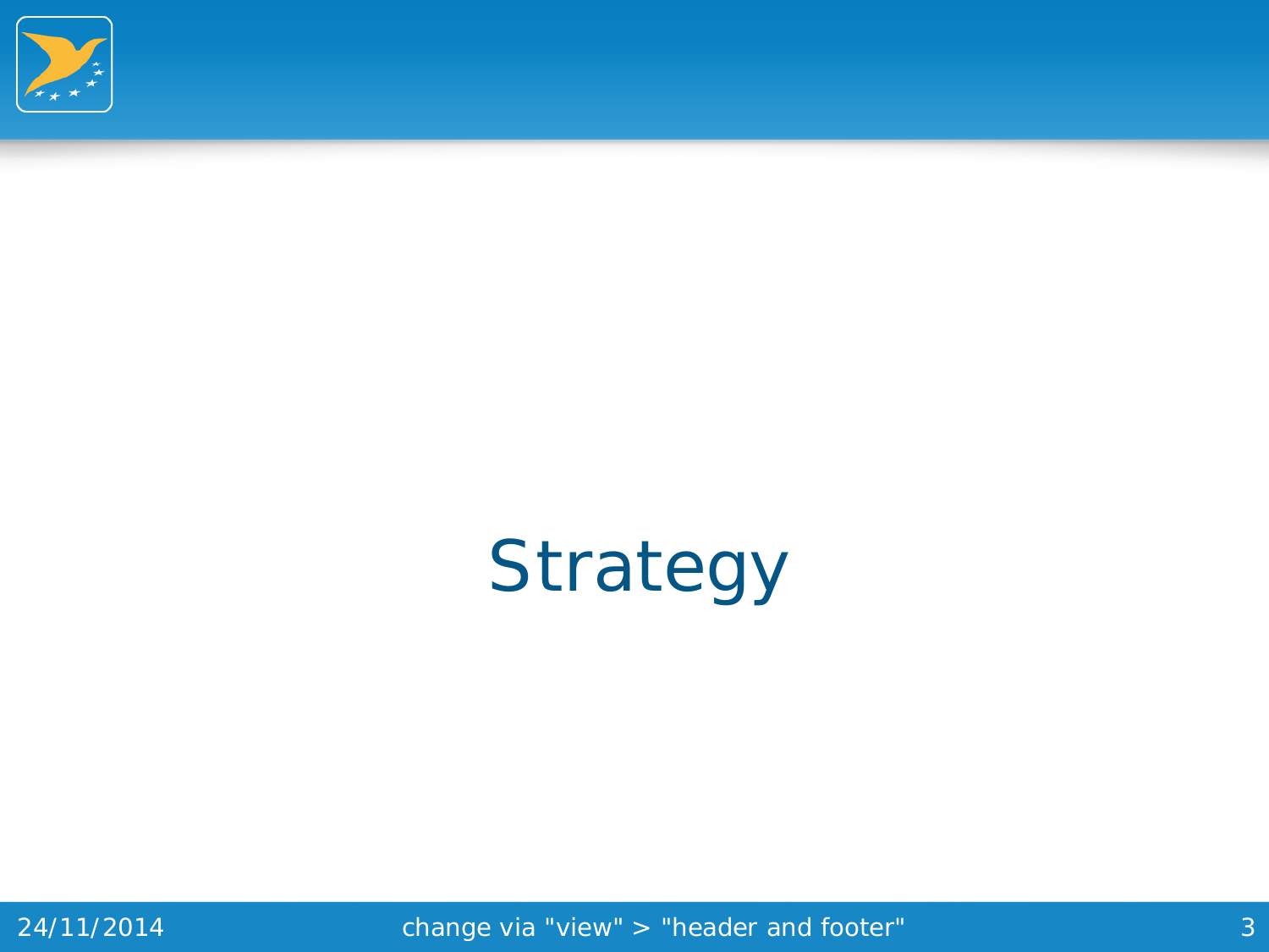# Strategy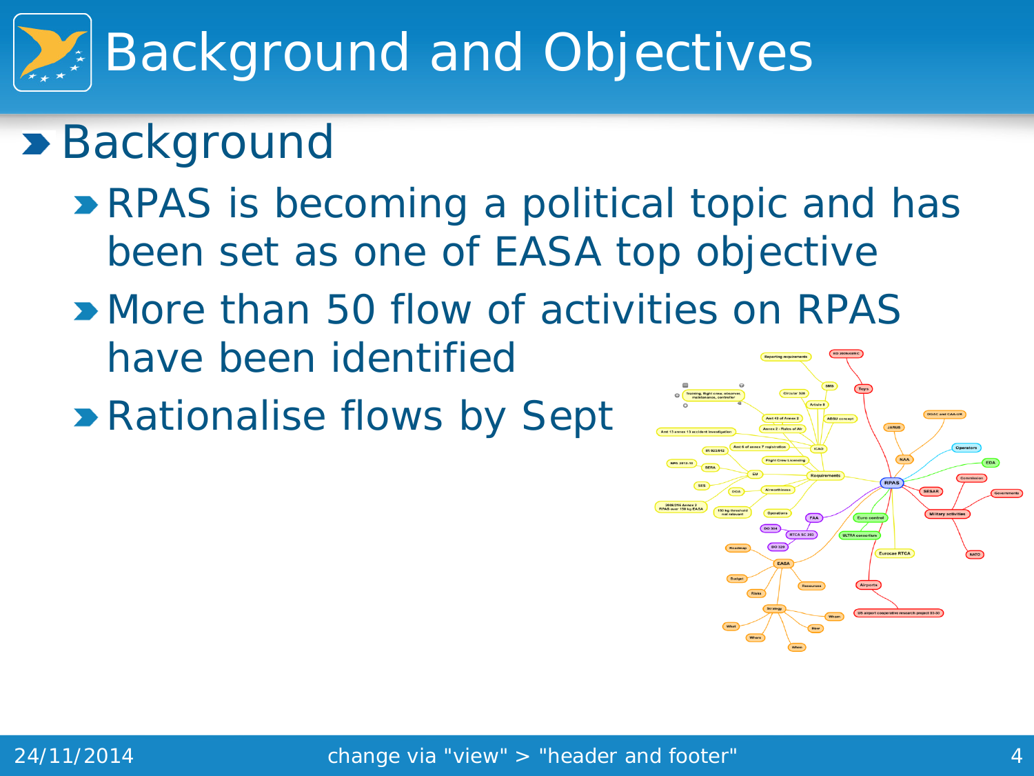# Background and Objectives

## Background

- RPAS is becoming a political topic and has been set as one of EASA top objective
- More than 50 flow of activities on RPAS have been identified
- Rationalise flows by Sept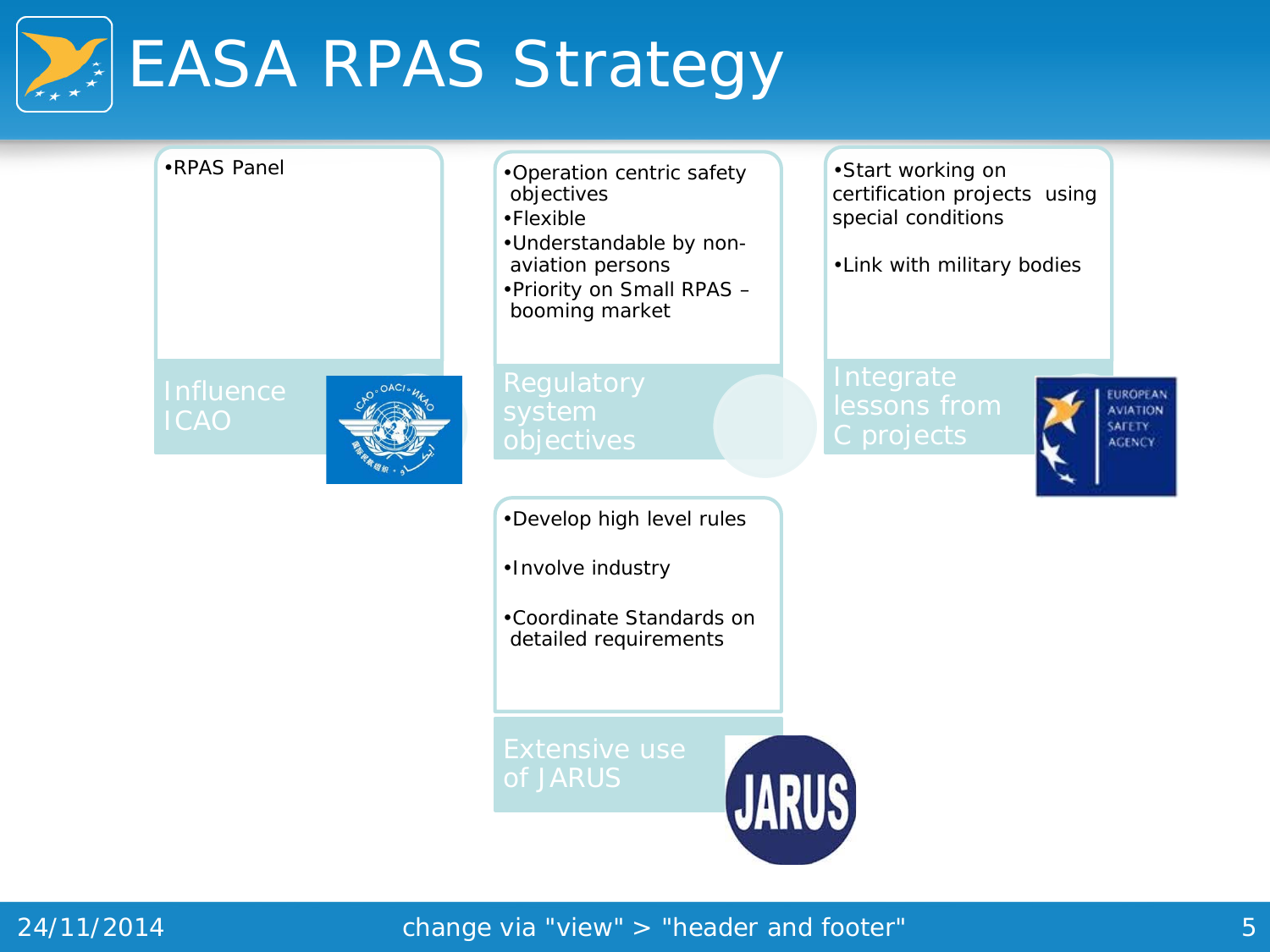# EASA RPAS Strategy

## Influence ICAO

- RPAS Panel

## Regulatory system objectives

- Operation centric safety objectives
- Flexible
- Understandable by non-aviation persons
- Priority on Small RPAS – booming market

## Integrate lessons from C projects

- Start working on certification projects using special conditions
- Link with military bodies

## Extensive use of JARUS

- Develop high level rules
- Involve industry
- Coordinate Standards on detailed requirements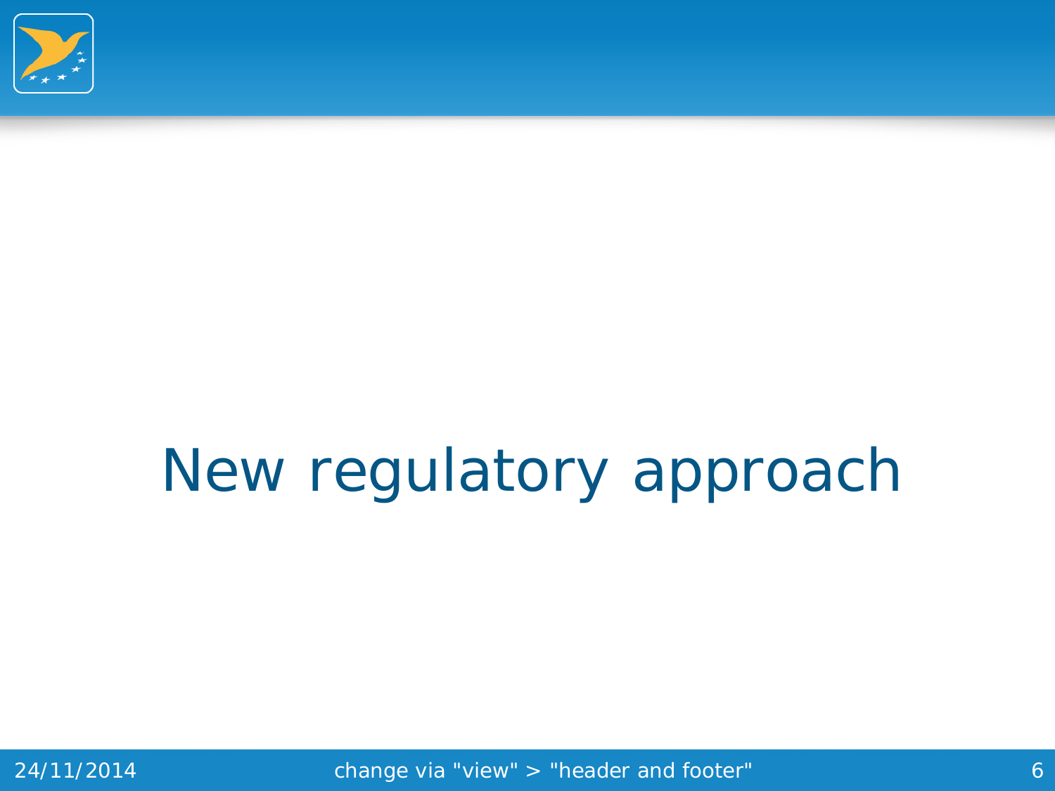# New regulatory approach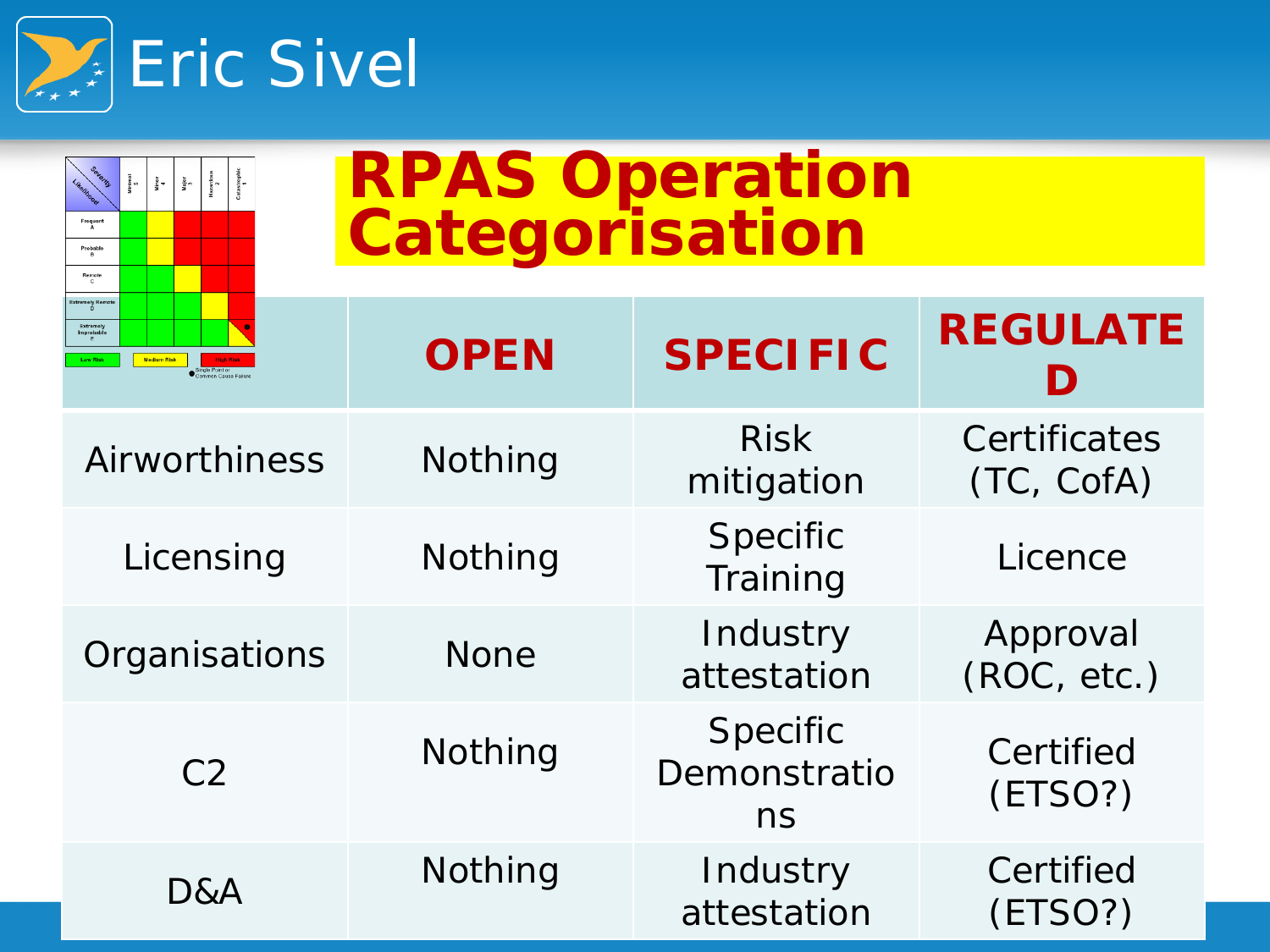# RPAS Operation Categorisation

| | OPEN | SPECIFIC | REGULATED |
|---|---|---|---|
| Airworthiness | Nothing | Risk mitigation | Certificates (TC, CofA) |
| Licensing | Nothing | Specific Training | Licence |
| Organisations | None | Industry attestation | Approval (ROC, etc.) |
| C2 | Nothing | Specific Demonstrations | Certified (ETSO?) |
| D&A | Nothing | Industry attestation | Certified (ETSO?) |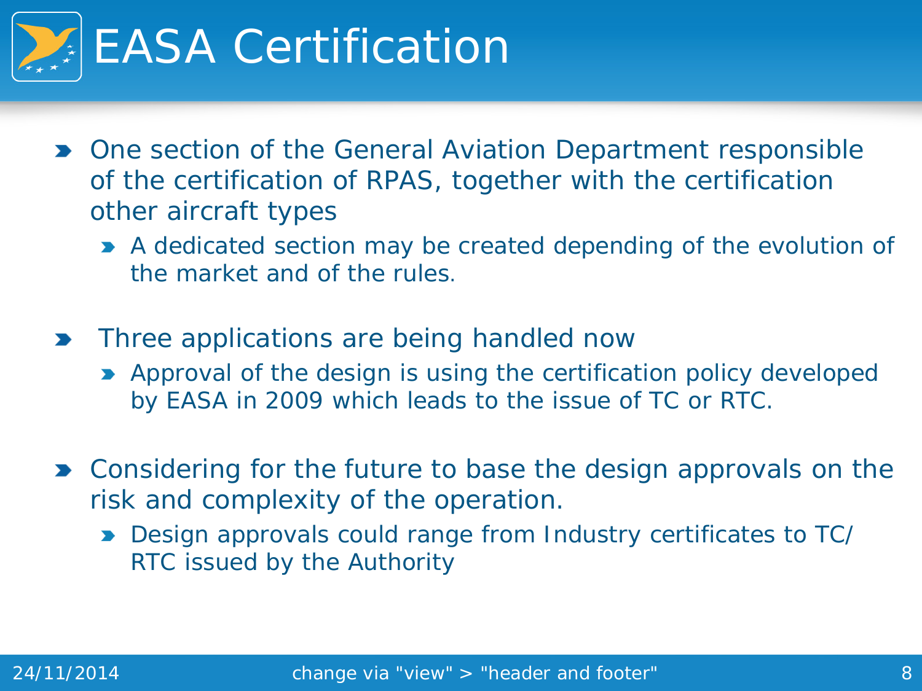# EASA Certification

- One section of the General Aviation Department responsible of the certification of RPAS, together with the certification other aircraft types
  - A dedicated section may be created depending of the evolution of the market and of the rules.
- Three applications are being handled now
  - Approval of the design is using the certification policy developed by EASA in 2009 which leads to the issue of TC or RTC.
- Considering for the future to base the design approvals on the risk and complexity of the operation.
  - Design approvals could range from Industry certificates to TC/ RTC issued by the Authority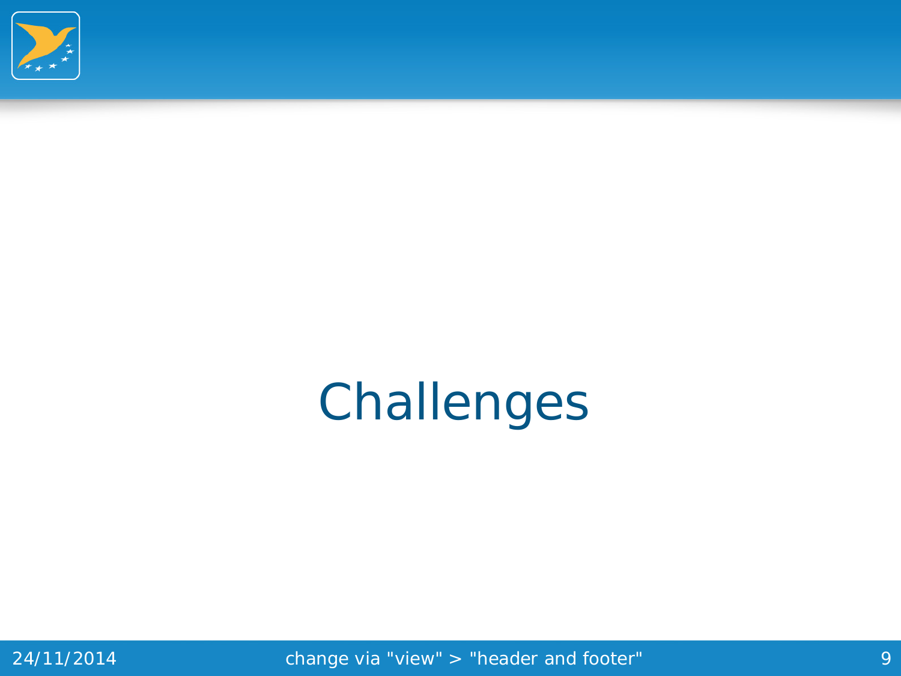# Challenges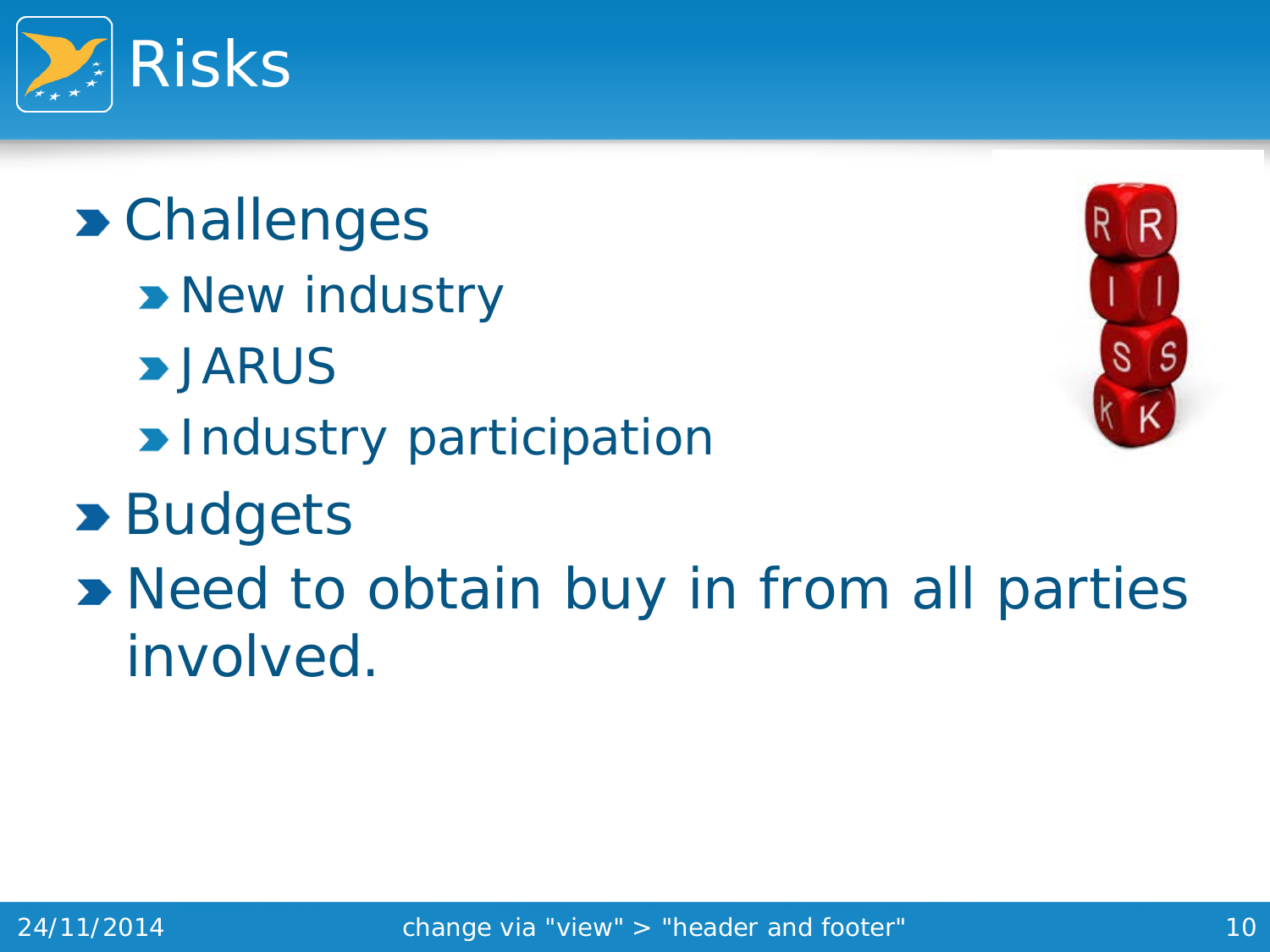# Risks

- Challenges
  - New industry
  - JARUS
  - Industry participation
- Budgets
- Need to obtain buy in from all parties involved.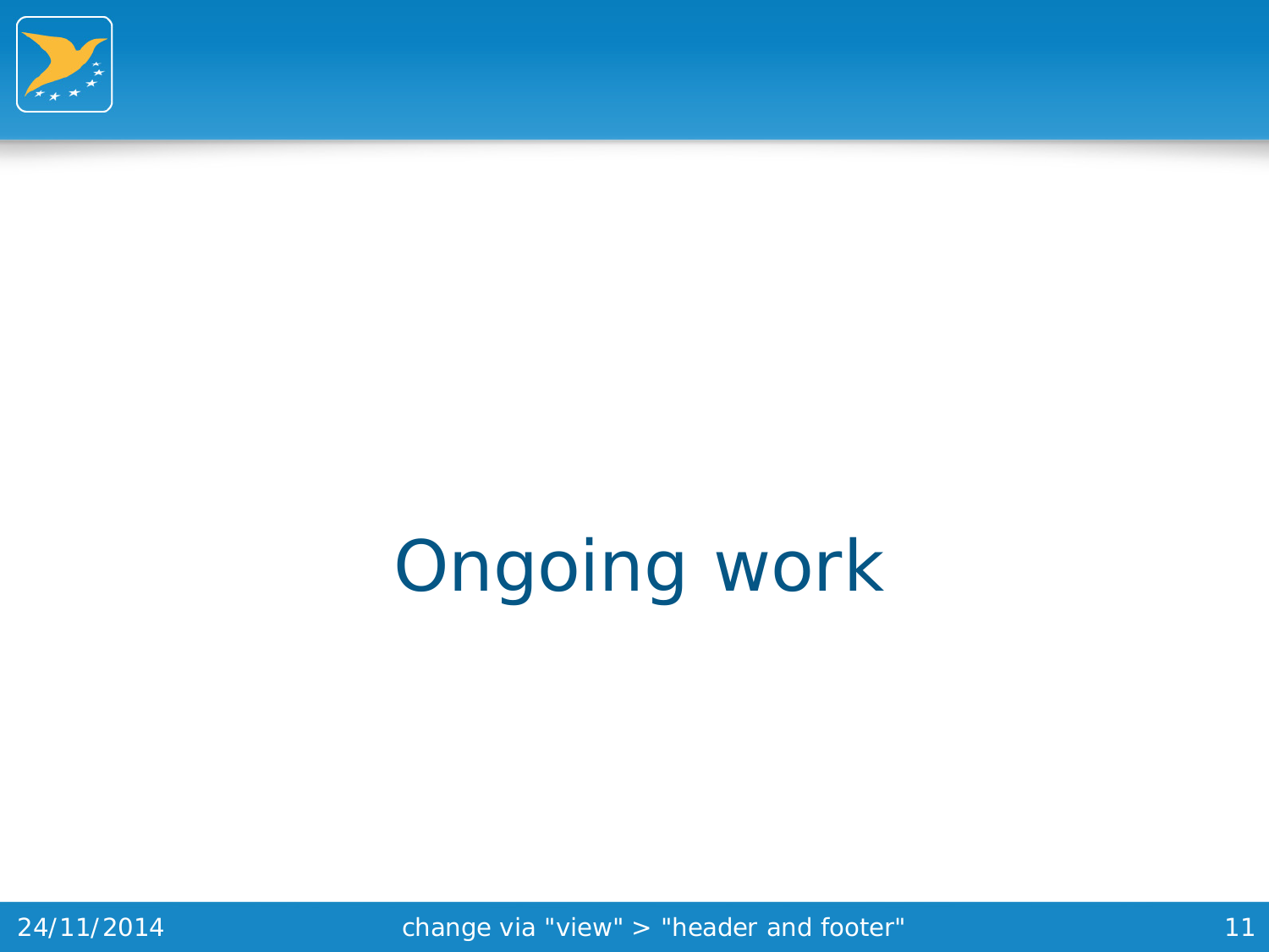# Ongoing work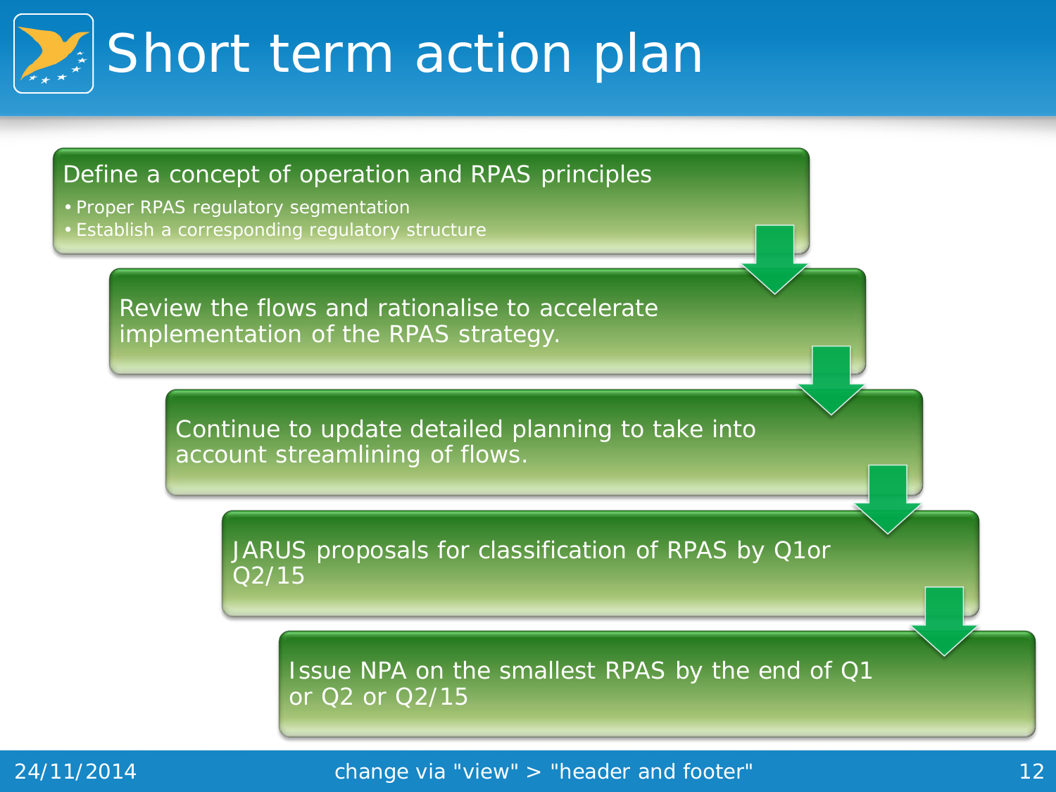# Short term action plan

1. Define a concept of operation and RPAS principles
   - Proper RPAS regulatory segmentation
   - Establish a corresponding regulatory structure
2. Review the flows and rationalise to accelerate implementation of the RPAS strategy.
3. Continue to update detailed planning to take into account streamlining of flows.
4. JARUS proposals for classification of RPAS by Q1or Q2/15
5. Issue NPA on the smallest RPAS by the end of Q1 or Q2 or Q2/15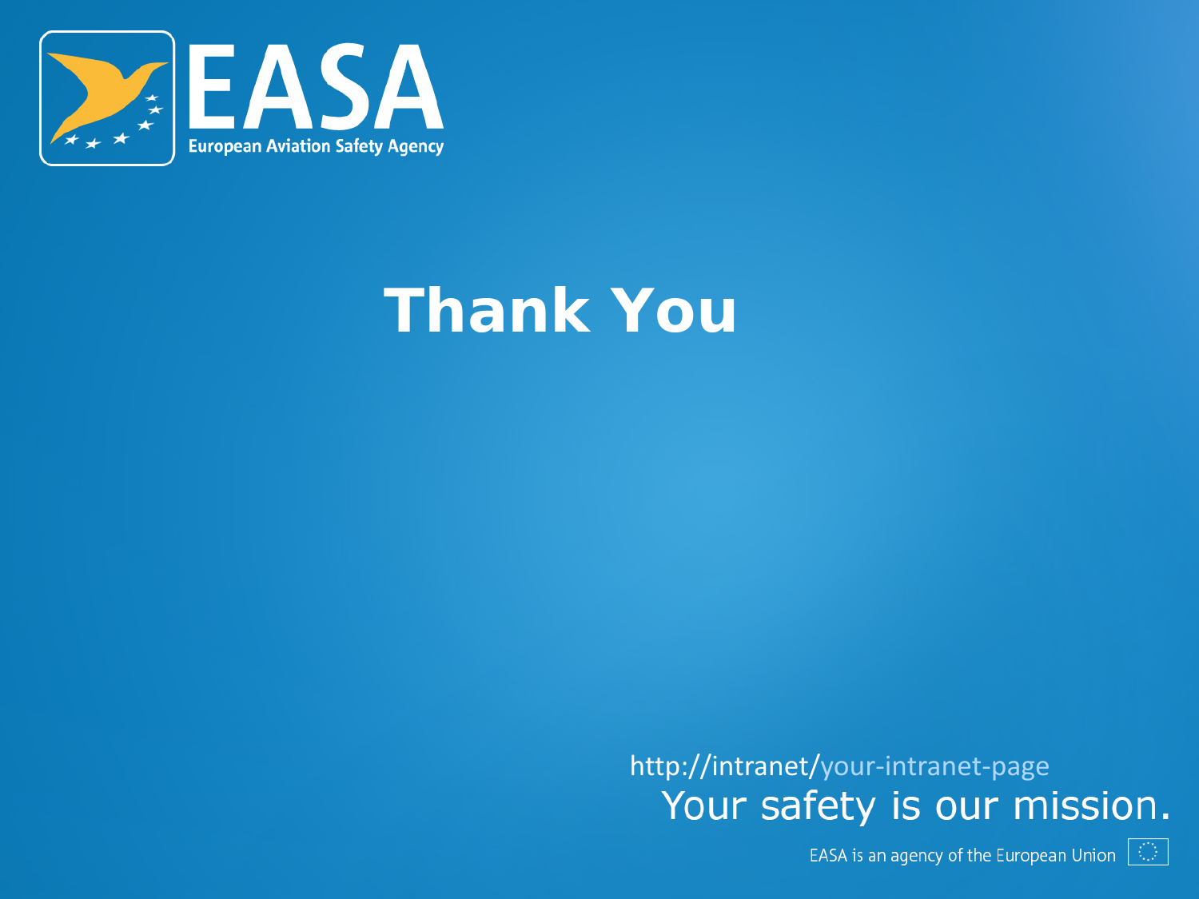EASA

European Aviation Safety Agency

# Thank You

http://intranet/your-intranet-page

Your safety is our mission.

EASA is an agency of the European Union